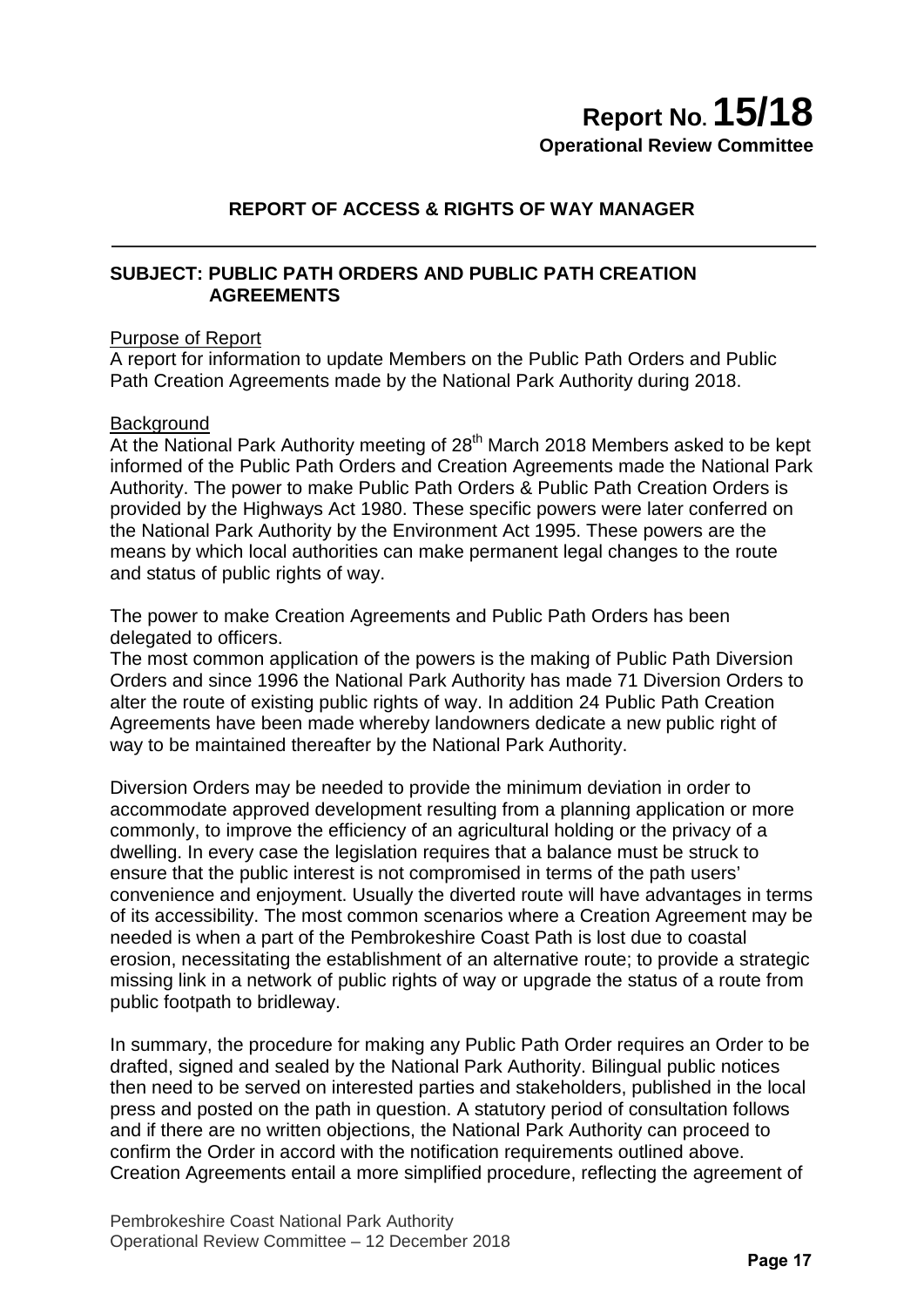# Report No. 15/18

**Operational Review Committee**

## REPORT OF ACCESS & RIGHTS OF WAY MANAGER

**SUBJECT: PUBLIC PATH ORDERS AND PUBLIC PATH CREATION AGREEMENTS**

Purpose of Report

A report for information to update Members on the Public Path Orders and Public Path Creation Agreements made by the National Park Authority during 2018.

Background

At the National Park Authority meeting of 28th March 2018 Members asked to be kept informed of the Public Path Orders and Creation Agreements made the National Park Authority. The power to make Public Path Orders & Public Path Creation Orders is provided by the Highways Act 1980. These specific powers were later conferred on the National Park Authority by the Environment Act 1995. These powers are the means by which local authorities can make permanent legal changes to the route and status of public rights of way.

The power to make Creation Agreements and Public Path Orders has been delegated to officers.

The most common application of the powers is the making of Public Path Diversion Orders and since 1996 the National Park Authority has made 71 Diversion Orders to alter the route of existing public rights of way. In addition 24 Public Path Creation Agreements have been made whereby landowners dedicate a new public right of way to be maintained thereafter by the National Park Authority.

Diversion Orders may be needed to provide the minimum deviation in order to accommodate approved development resulting from a planning application or more commonly, to improve the efficiency of an agricultural holding or the privacy of a dwelling. In every case the legislation requires that a balance must be struck to ensure that the public interest is not compromised in terms of the path users' convenience and enjoyment. Usually the diverted route will have advantages in terms of its accessibility. The most common scenarios where a Creation Agreement may be needed is when a part of the Pembrokeshire Coast Path is lost due to coastal erosion, necessitating the establishment of an alternative route; to provide a strategic missing link in a network of public rights of way or upgrade the status of a route from public footpath to bridleway.

In summary, the procedure for making any Public Path Order requires an Order to be drafted, signed and sealed by the National Park Authority. Bilingual public notices then need to be served on interested parties and stakeholders, published in the local press and posted on the path in question. A statutory period of consultation follows and if there are no written objections, the National Park Authority can proceed to confirm the Order in accord with the notification requirements outlined above. Creation Agreements entail a more simplified procedure, reflecting the agreement of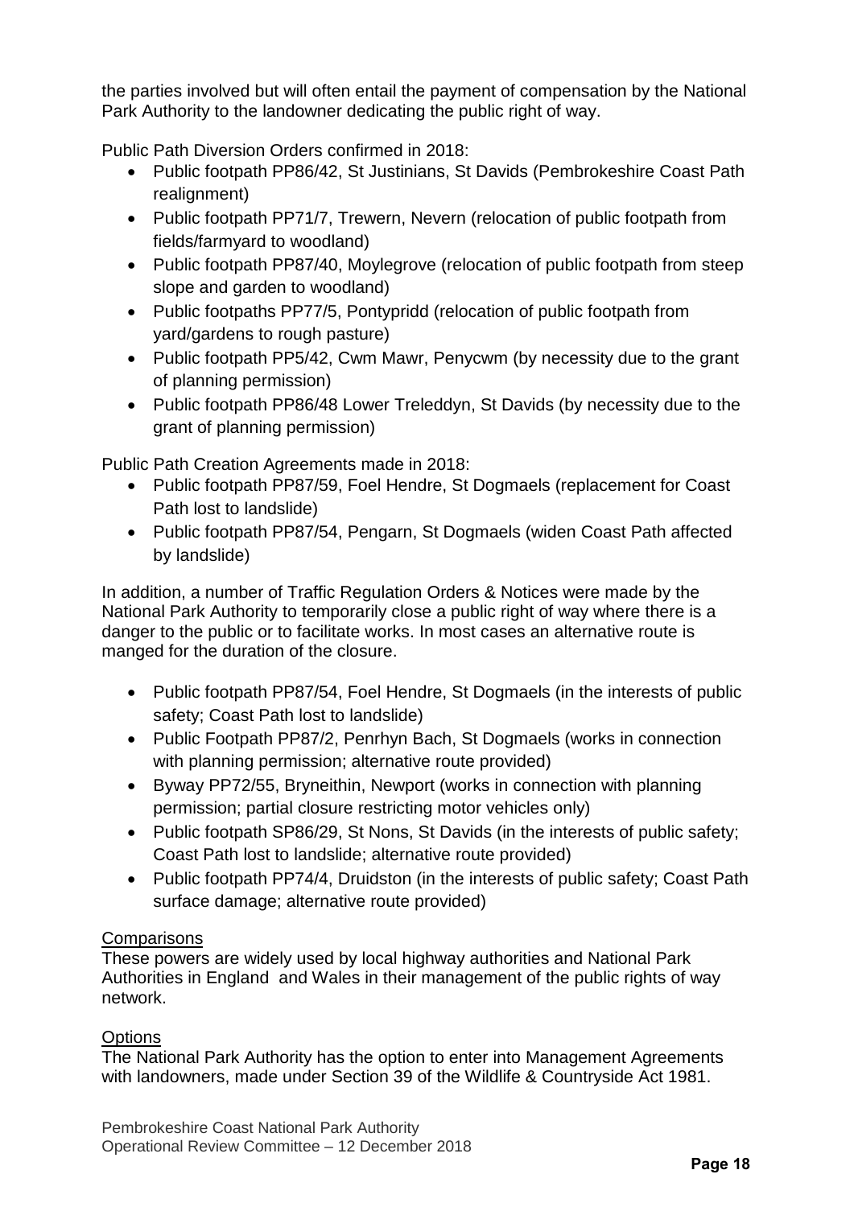the parties involved but will often entail the payment of compensation by the National Park Authority to the landowner dedicating the public right of way.

Public Path Diversion Orders confirmed in 2018:

- Public footpath PP86/42, St Justinians, St Davids (Pembrokeshire Coast Path realignment)
- Public footpath PP71/7, Trewern, Nevern (relocation of public footpath from fields/farmyard to woodland)
- Public footpath PP87/40, Moylegrove (relocation of public footpath from steep slope and garden to woodland)
- Public footpaths PP77/5, Pontypridd (relocation of public footpath from yard/gardens to rough pasture)
- Public footpath PP5/42, Cwm Mawr, Penycwm (by necessity due to the grant of planning permission)
- Public footpath PP86/48 Lower Treleddyn, St Davids (by necessity due to the grant of planning permission)

Public Path Creation Agreements made in 2018:

- Public footpath PP87/59, Foel Hendre, St Dogmaels (replacement for Coast Path lost to landslide)
- Public footpath PP87/54, Pengarn, St Dogmaels (widen Coast Path affected by landslide)

In addition, a number of Traffic Regulation Orders & Notices were made by the National Park Authority to temporarily close a public right of way where there is a danger to the public or to facilitate works. In most cases an alternative route is manged for the duration of the closure.

- Public footpath PP87/54, Foel Hendre, St Dogmaels (in the interests of public safety; Coast Path lost to landslide)
- Public Footpath PP87/2, Penrhyn Bach, St Dogmaels (works in connection with planning permission; alternative route provided)
- Byway PP72/55, Bryneithin, Newport (works in connection with planning permission; partial closure restricting motor vehicles only)
- Public footpath SP86/29, St Nons, St Davids (in the interests of public safety; Coast Path lost to landslide; alternative route provided)
- Public footpath PP74/4, Druidston (in the interests of public safety; Coast Path surface damage; alternative route provided)

Comparisons

These powers are widely used by local highway authorities and National Park Authorities in England and Wales in their management of the public rights of way network.

Options

The National Park Authority has the option to enter into Management Agreements with landowners, made under Section 39 of the Wildlife & Countryside Act 1981.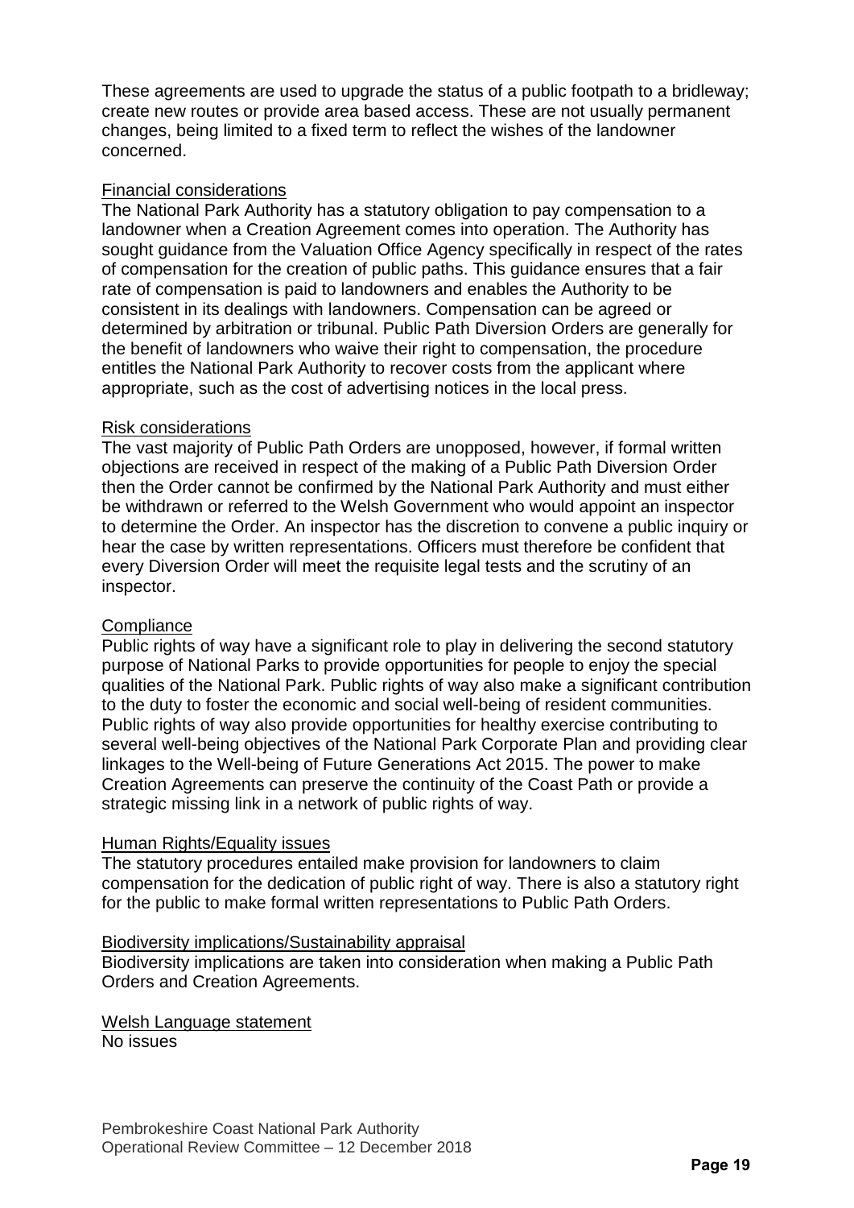These agreements are used to upgrade the status of a public footpath to a bridleway; create new routes or provide area based access. These are not usually permanent changes, being limited to a fixed term to reflect the wishes of the landowner concerned.

Financial considerations

The National Park Authority has a statutory obligation to pay compensation to a landowner when a Creation Agreement comes into operation. The Authority has sought guidance from the Valuation Office Agency specifically in respect of the rates of compensation for the creation of public paths. This guidance ensures that a fair rate of compensation is paid to landowners and enables the Authority to be consistent in its dealings with landowners. Compensation can be agreed or determined by arbitration or tribunal. Public Path Diversion Orders are generally for the benefit of landowners who waive their right to compensation, the procedure entitles the National Park Authority to recover costs from the applicant where appropriate, such as the cost of advertising notices in the local press.

Risk considerations

The vast majority of Public Path Orders are unopposed, however, if formal written objections are received in respect of the making of a Public Path Diversion Order then the Order cannot be confirmed by the National Park Authority and must either be withdrawn or referred to the Welsh Government who would appoint an inspector to determine the Order. An inspector has the discretion to convene a public inquiry or hear the case by written representations. Officers must therefore be confident that every Diversion Order will meet the requisite legal tests and the scrutiny of an inspector.

Compliance

Public rights of way have a significant role to play in delivering the second statutory purpose of National Parks to provide opportunities for people to enjoy the special qualities of the National Park. Public rights of way also make a significant contribution to the duty to foster the economic and social well-being of resident communities. Public rights of way also provide opportunities for healthy exercise contributing to several well-being objectives of the National Park Corporate Plan and providing clear linkages to the Well-being of Future Generations Act 2015. The power to make Creation Agreements can preserve the continuity of the Coast Path or provide a strategic missing link in a network of public rights of way.

Human Rights/Equality issues

The statutory procedures entailed make provision for landowners to claim compensation for the dedication of public right of way. There is also a statutory right for the public to make formal written representations to Public Path Orders.

Biodiversity implications/Sustainability appraisal

Biodiversity implications are taken into consideration when making a Public Path Orders and Creation Agreements.

Welsh Language statement

No issues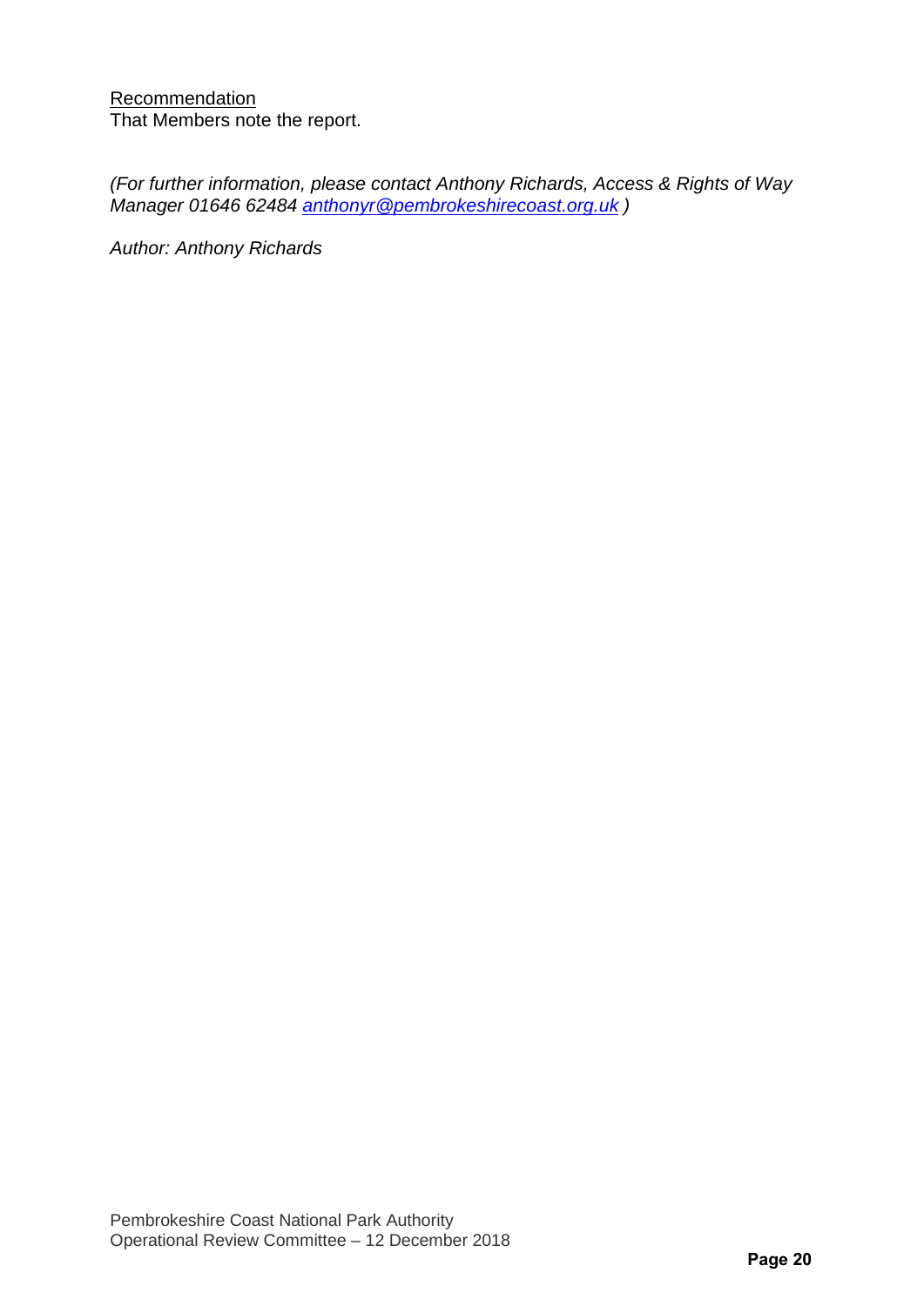Recommendation

That Members note the report.

*(For further information, please contact Anthony Richards, Access & Rights of Way Manager 01646 62484 [anthonyr@pembrokeshirecoast.org.uk](mailto:anthonyr@pembrokeshirecoast.org.uk) )*

*Author: Anthony Richards*